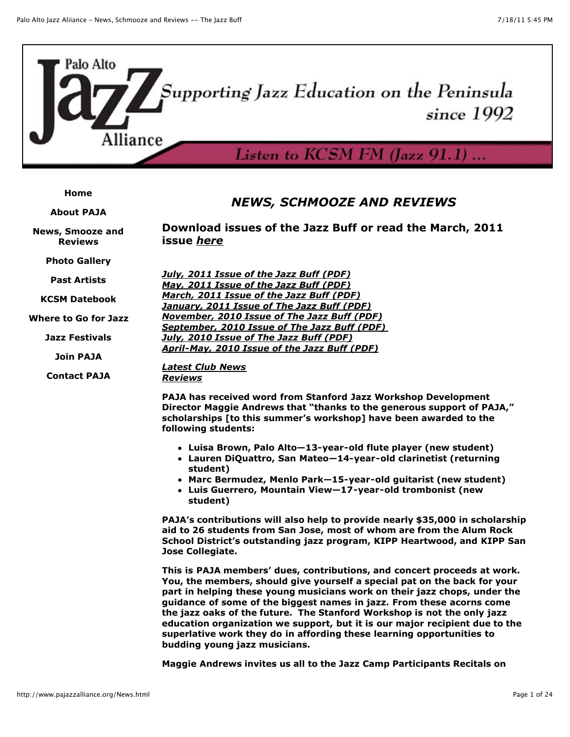Palo Alto Jazz Alliance

Supporting Jazz Education on the Peninsula since 1992

Listen to KCSM FM (Jazz 91.1) ...

- Home
- About PAJA
- News, Smooze and Reviews
- Photo Gallery
- Past Artists
- KCSM Datebook
- Where to Go for Jazz
- Jazz Festivals
- Join PAJA
- Contact PAJA

# *NEWS, SCHMOOZE AND REVIEWS*

## Download issues of the Jazz Buff or read the March, 2011 issue *here*

***July, 2011 Issue of the Jazz Buff (PDF)***
***May, 2011 Issue of the Jazz Buff (PDF)***
***March, 2011 Issue of the Jazz Buff (PDF)***
***January, 2011 Issue of The Jazz Buff (PDF)***
***November, 2010 Issue of The Jazz Buff (PDF)***
***September, 2010 Issue of The Jazz Buff (PDF)***
***July, 2010 Issue of The Jazz Buff (PDF)***
***April-May, 2010 Issue of the Jazz Buff (PDF)***

***Latest Club News***
***Reviews***

**PAJA has received word from Stanford Jazz Workshop Development Director Maggie Andrews that "thanks to the generous support of PAJA," scholarships [to this summer's workshop] have been awarded to the following students:**

- **Luisa Brown, Palo Alto—13-year-old flute player (new student)**
- **Lauren DiQuattro, San Mateo—14-year-old clarinetist (returning student)**
- **Marc Bermudez, Menlo Park—15-year-old guitarist (new student)**
- **Luis Guerrero, Mountain View—17-year-old trombonist (new student)**

**PAJA's contributions will also help to provide nearly $35,000 in scholarship aid to 26 students from San Jose, most of whom are from the Alum Rock School District's outstanding jazz program, KIPP Heartwood, and KIPP San Jose Collegiate.**

**This is PAJA members' dues, contributions, and concert proceeds at work. You, the members, should give yourself a special pat on the back for your part in helping these young musicians work on their jazz chops, under the guidance of some of the biggest names in jazz. From these acorns come the jazz oaks of the future. The Stanford Workshop is not the only jazz education organization we support, but it is our major recipient due to the superlative work they do in affording these learning opportunities to budding young jazz musicians.**

**Maggie Andrews invites us all to the Jazz Camp Participants Recitals on**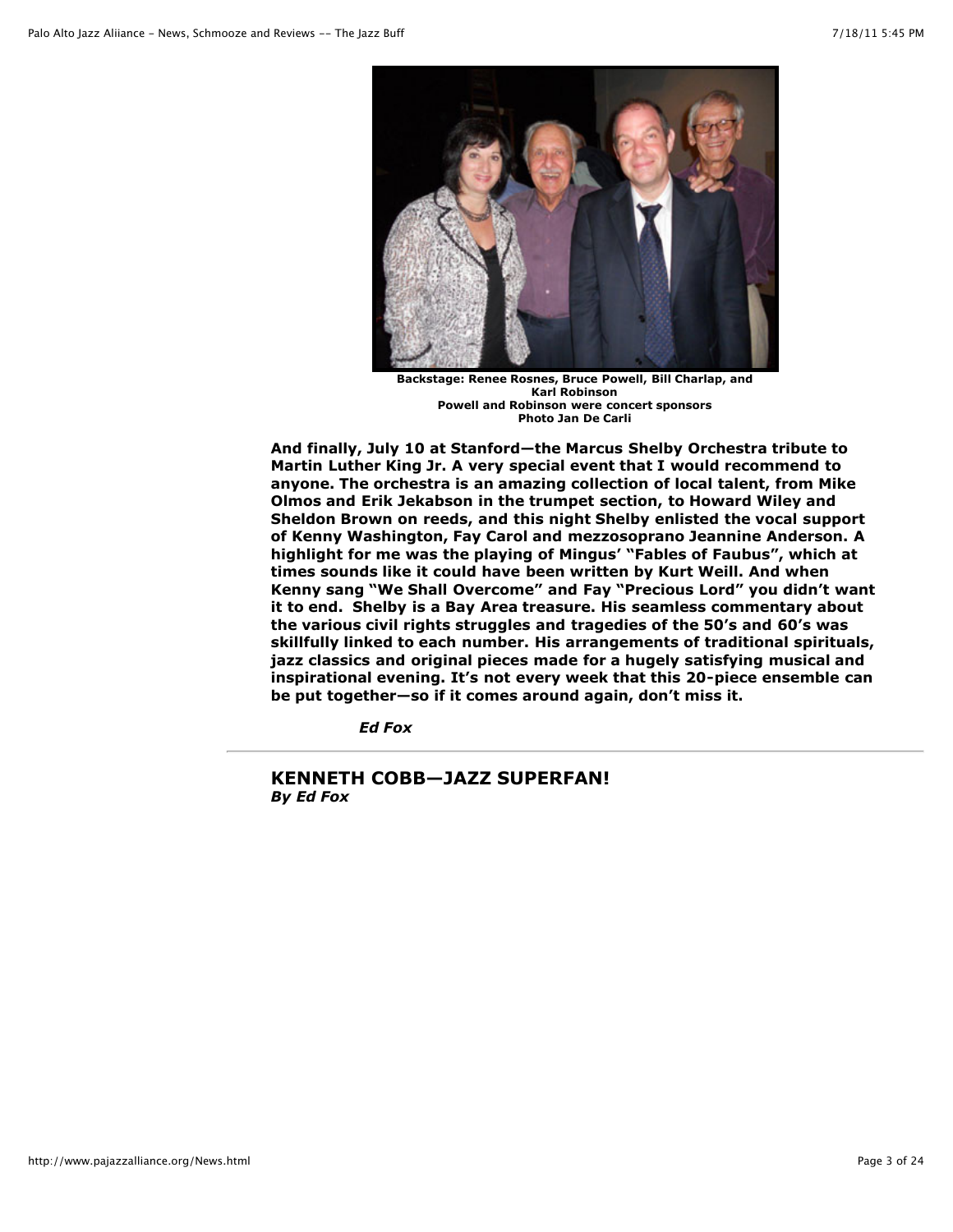**Backstage: Renee Rosnes, Bruce Powell, Bill Charlap, and Karl Robinson**
**Powell and Robinson were concert sponsors**
**Photo Jan De Carli**

**And finally, July 10 at Stanford—the Marcus Shelby Orchestra tribute to Martin Luther King Jr. A very special event that I would recommend to anyone. The orchestra is an amazing collection of local talent, from Mike Olmos and Erik Jekabson in the trumpet section, to Howard Wiley and Sheldon Brown on reeds, and this night Shelby enlisted the vocal support of Kenny Washington, Fay Carol and mezzosoprano Jeannine Anderson. A highlight for me was the playing of Mingus' "Fables of Faubus", which at times sounds like it could have been written by Kurt Weill. And when Kenny sang "We Shall Overcome" and Fay "Precious Lord" you didn't want it to end. Shelby is a Bay Area treasure. His seamless commentary about the various civil rights struggles and tragedies of the 50's and 60's was skillfully linked to each number. His arrangements of traditional spirituals, jazz classics and original pieces made for a hugely satisfying musical and inspirational evening. It's not every week that this 20-piece ensemble can be put together—so if it comes around again, don't miss it.**

***Ed Fox***

---

## KENNETH COBB—JAZZ SUPERFAN!

***By Ed Fox***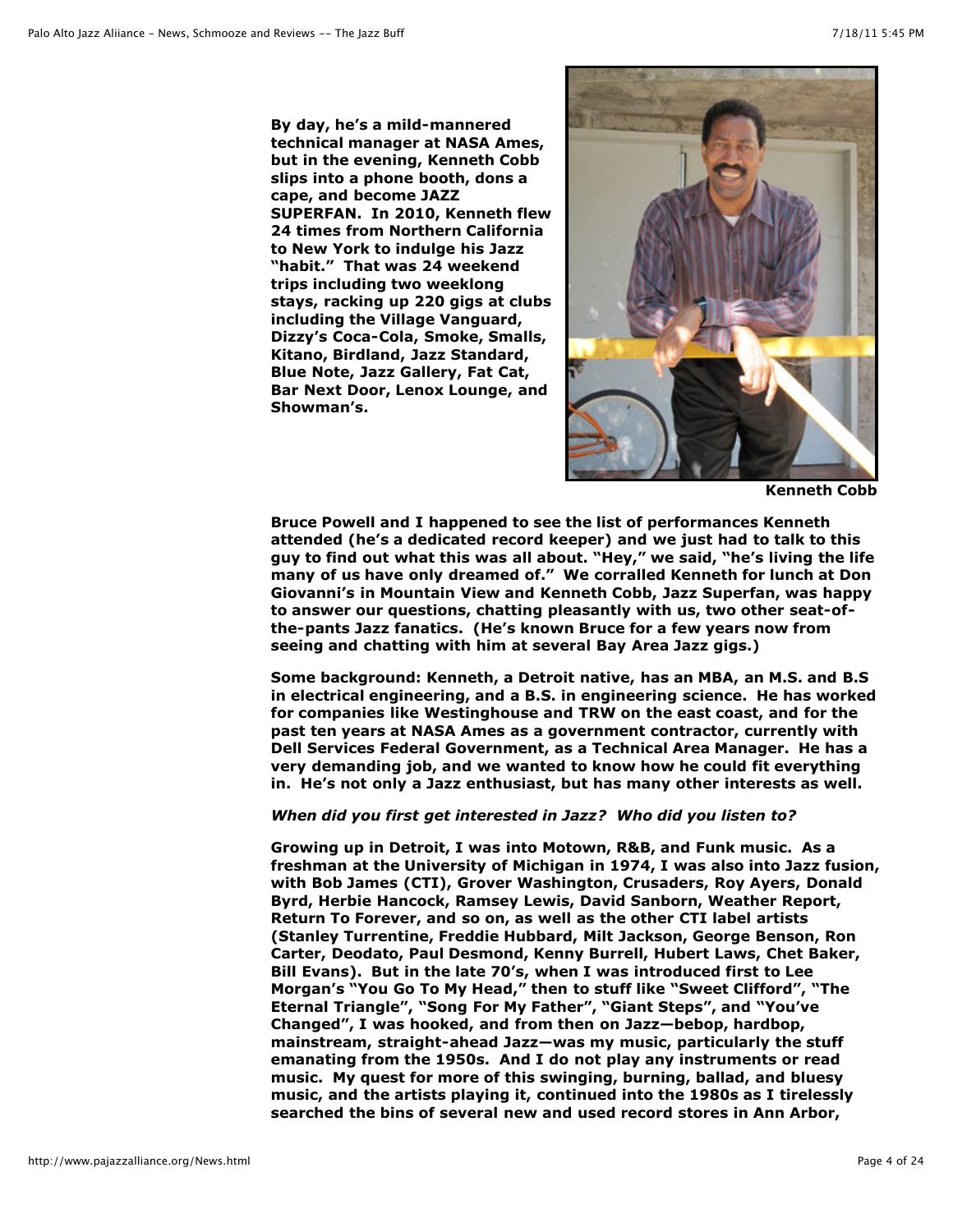**By day, he's a mild-mannered technical manager at NASA Ames, but in the evening, Kenneth Cobb slips into a phone booth, dons a cape, and become JAZZ SUPERFAN. In 2010, Kenneth flew 24 times from Northern California to New York to indulge his Jazz "habit." That was 24 weekend trips including two weeklong stays, racking up 220 gigs at clubs including the Village Vanguard, Dizzy's Coca-Cola, Smoke, Smalls, Kitano, Birdland, Jazz Standard, Blue Note, Jazz Gallery, Fat Cat, Bar Next Door, Lenox Lounge, and Showman's.**

**Kenneth Cobb**

**Bruce Powell and I happened to see the list of performances Kenneth attended (he's a dedicated record keeper) and we just had to talk to this guy to find out what this was all about. "Hey," we said, "he's living the life many of us have only dreamed of." We corralled Kenneth for lunch at Don Giovanni's in Mountain View and Kenneth Cobb, Jazz Superfan, was happy to answer our questions, chatting pleasantly with us, two other seat-of-the-pants Jazz fanatics. (He's known Bruce for a few years now from seeing and chatting with him at several Bay Area Jazz gigs.)**

**Some background: Kenneth, a Detroit native, has an MBA, an M.S. and B.S in electrical engineering, and a B.S. in engineering science. He has worked for companies like Westinghouse and TRW on the east coast, and for the past ten years at NASA Ames as a government contractor, currently with Dell Services Federal Government, as a Technical Area Manager. He has a very demanding job, and we wanted to know how he could fit everything in. He's not only a Jazz enthusiast, but has many other interests as well.**

***When did you first get interested in Jazz? Who did you listen to?***

**Growing up in Detroit, I was into Motown, R&B, and Funk music. As a freshman at the University of Michigan in 1974, I was also into Jazz fusion, with Bob James (CTI), Grover Washington, Crusaders, Roy Ayers, Donald Byrd, Herbie Hancock, Ramsey Lewis, David Sanborn, Weather Report, Return To Forever, and so on, as well as the other CTI label artists (Stanley Turrentine, Freddie Hubbard, Milt Jackson, George Benson, Ron Carter, Deodato, Paul Desmond, Kenny Burrell, Hubert Laws, Chet Baker, Bill Evans). But in the late 70's, when I was introduced first to Lee Morgan's "You Go To My Head," then to stuff like "Sweet Clifford", "The Eternal Triangle", "Song For My Father", "Giant Steps", and "You've Changed", I was hooked, and from then on Jazz—bebop, hardbop, mainstream, straight-ahead Jazz—was my music, particularly the stuff emanating from the 1950s. And I do not play any instruments or read music. My quest for more of this swinging, burning, ballad, and bluesy music, and the artists playing it, continued into the 1980s as I tirelessly searched the bins of several new and used record stores in Ann Arbor,**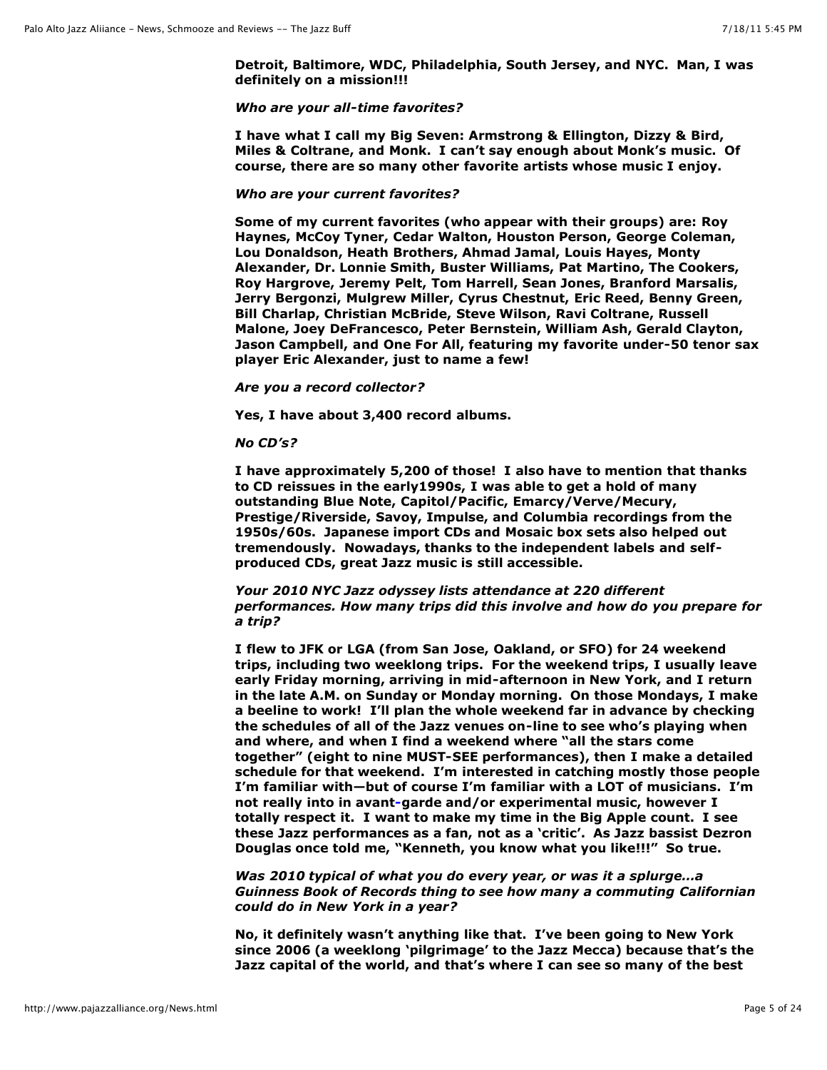**Detroit, Baltimore, WDC, Philadelphia, South Jersey, and NYC. Man, I was definitely on a mission!!!**

*Who are your all-time favorites?*

**I have what I call my Big Seven: Armstrong & Ellington, Dizzy & Bird, Miles & Coltrane, and Monk. I can't say enough about Monk's music. Of course, there are so many other favorite artists whose music I enjoy.**

*Who are your current favorites?*

**Some of my current favorites (who appear with their groups) are: Roy Haynes, McCoy Tyner, Cedar Walton, Houston Person, George Coleman, Lou Donaldson, Heath Brothers, Ahmad Jamal, Louis Hayes, Monty Alexander, Dr. Lonnie Smith, Buster Williams, Pat Martino, The Cookers, Roy Hargrove, Jeremy Pelt, Tom Harrell, Sean Jones, Branford Marsalis, Jerry Bergonzi, Mulgrew Miller, Cyrus Chestnut, Eric Reed, Benny Green, Bill Charlap, Christian McBride, Steve Wilson, Ravi Coltrane, Russell Malone, Joey DeFrancesco, Peter Bernstein, William Ash, Gerald Clayton, Jason Campbell, and One For All, featuring my favorite under-50 tenor sax player Eric Alexander, just to name a few!**

*Are you a record collector?*

**Yes, I have about 3,400 record albums.**

*No CD's?*

**I have approximately 5,200 of those! I also have to mention that thanks to CD reissues in the early1990s, I was able to get a hold of many outstanding Blue Note, Capitol/Pacific, Emarcy/Verve/Mecury, Prestige/Riverside, Savoy, Impulse, and Columbia recordings from the 1950s/60s. Japanese import CDs and Mosaic box sets also helped out tremendously. Nowadays, thanks to the independent labels and self-produced CDs, great Jazz music is still accessible.**

*Your 2010 NYC Jazz odyssey lists attendance at 220 different performances. How many trips did this involve and how do you prepare for a trip?*

**I flew to JFK or LGA (from San Jose, Oakland, or SFO) for 24 weekend trips, including two weeklong trips. For the weekend trips, I usually leave early Friday morning, arriving in mid-afternoon in New York, and I return in the late A.M. on Sunday or Monday morning. On those Mondays, I make a beeline to work! I'll plan the whole weekend far in advance by checking the schedules of all of the Jazz venues on-line to see who's playing when and where, and when I find a weekend where "all the stars come together" (eight to nine MUST-SEE performances), then I make a detailed schedule for that weekend. I'm interested in catching mostly those people I'm familiar with—but of course I'm familiar with a LOT of musicians. I'm not really into in avant-garde and/or experimental music, however I totally respect it. I want to make my time in the Big Apple count. I see these Jazz performances as a fan, not as a 'critic'. As Jazz bassist Dezron Douglas once told me, "Kenneth, you know what you like!!!" So true.**

*Was 2010 typical of what you do every year, or was it a splurge...a Guinness Book of Records thing to see how many a commuting Californian could do in New York in a year?*

**No, it definitely wasn't anything like that. I've been going to New York since 2006 (a weeklong 'pilgrimage' to the Jazz Mecca) because that's the Jazz capital of the world, and that's where I can see so many of the best**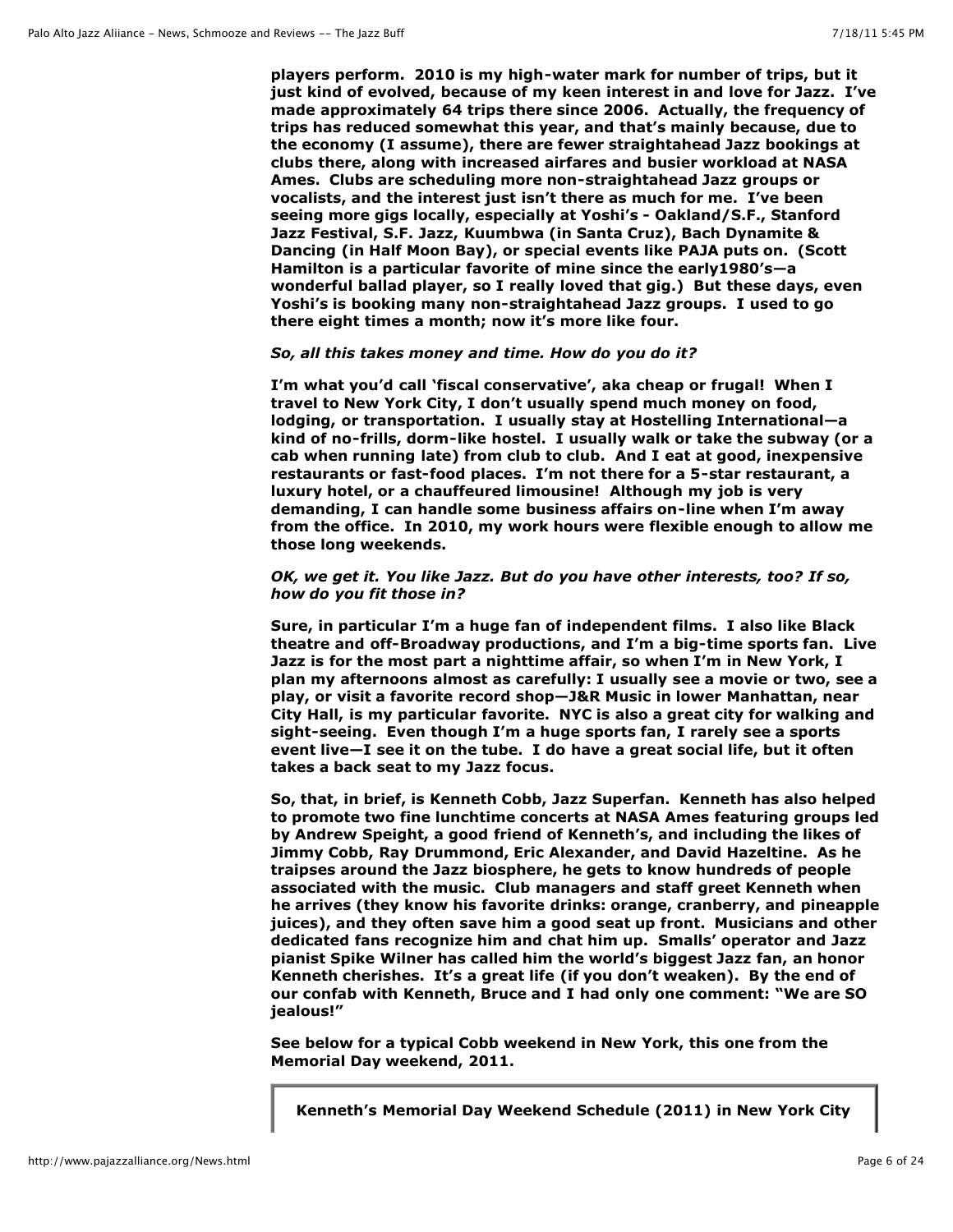**players perform. 2010 is my high-water mark for number of trips, but it just kind of evolved, because of my keen interest in and love for Jazz. I've made approximately 64 trips there since 2006. Actually, the frequency of trips has reduced somewhat this year, and that's mainly because, due to the economy (I assume), there are fewer straightahead Jazz bookings at clubs there, along with increased airfares and busier workload at NASA Ames. Clubs are scheduling more non-straightahead Jazz groups or vocalists, and the interest just isn't there as much for me. I've been seeing more gigs locally, especially at Yoshi's - Oakland/S.F., Stanford Jazz Festival, S.F. Jazz, Kuumbwa (in Santa Cruz), Bach Dynamite & Dancing (in Half Moon Bay), or special events like PAJA puts on. (Scott Hamilton is a particular favorite of mine since the early1980's—a wonderful ballad player, so I really loved that gig.) But these days, even Yoshi's is booking many non-straightahead Jazz groups. I used to go there eight times a month; now it's more like four.**

***So, all this takes money and time. How do you do it?***

**I'm what you'd call 'fiscal conservative', aka cheap or frugal! When I travel to New York City, I don't usually spend much money on food, lodging, or transportation. I usually stay at Hostelling International—a kind of no-frills, dorm-like hostel. I usually walk or take the subway (or a cab when running late) from club to club. And I eat at good, inexpensive restaurants or fast-food places. I'm not there for a 5-star restaurant, a luxury hotel, or a chauffeured limousine! Although my job is very demanding, I can handle some business affairs on-line when I'm away from the office. In 2010, my work hours were flexible enough to allow me those long weekends.**

***OK, we get it. You like Jazz. But do you have other interests, too? If so, how do you fit those in?***

**Sure, in particular I'm a huge fan of independent films. I also like Black theatre and off-Broadway productions, and I'm a big-time sports fan. Live Jazz is for the most part a nighttime affair, so when I'm in New York, I plan my afternoons almost as carefully: I usually see a movie or two, see a play, or visit a favorite record shop—J&R Music in lower Manhattan, near City Hall, is my particular favorite. NYC is also a great city for walking and sight-seeing. Even though I'm a huge sports fan, I rarely see a sports event live—I see it on the tube. I do have a great social life, but it often takes a back seat to my Jazz focus.**

**So, that, in brief, is Kenneth Cobb, Jazz Superfan. Kenneth has also helped to promote two fine lunchtime concerts at NASA Ames featuring groups led by Andrew Speight, a good friend of Kenneth's, and including the likes of Jimmy Cobb, Ray Drummond, Eric Alexander, and David Hazeltine. As he traipses around the Jazz biosphere, he gets to know hundreds of people associated with the music. Club managers and staff greet Kenneth when he arrives (they know his favorite drinks: orange, cranberry, and pineapple juices), and they often save him a good seat up front. Musicians and other dedicated fans recognize him and chat him up. Smalls' operator and Jazz pianist Spike Wilner has called him the world's biggest Jazz fan, an honor Kenneth cherishes. It's a great life (if you don't weaken). By the end of our confab with Kenneth, Bruce and I had only one comment: "We are SO jealous!"**

**See below for a typical Cobb weekend in New York, this one from the Memorial Day weekend, 2011.**

**Kenneth's Memorial Day Weekend Schedule (2011) in New York City**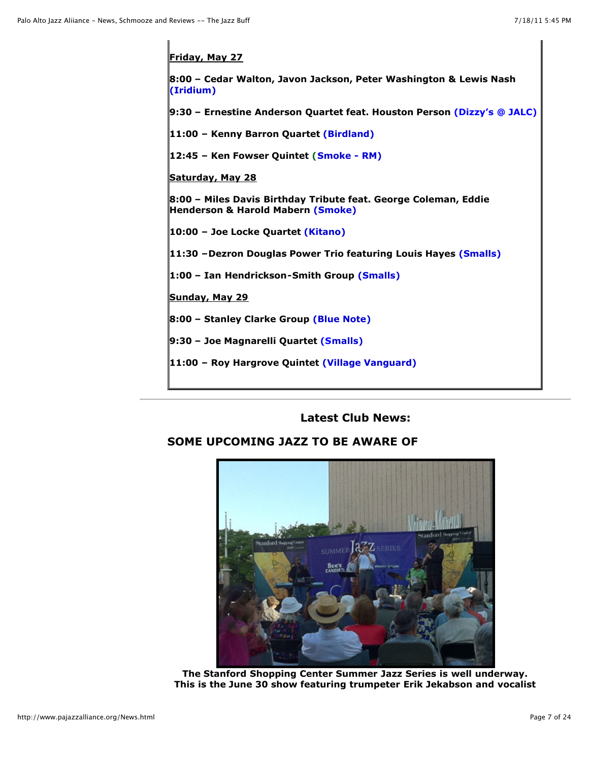**Friday, May 27**

**8:00 – Cedar Walton, Javon Jackson, Peter Washington & Lewis Nash (Iridium)**

**9:30 – Ernestine Anderson Quartet feat. Houston Person (Dizzy's @ JALC)**

**11:00 – Kenny Barron Quartet (Birdland)**

**12:45 – Ken Fowser Quintet (Smoke - RM)**

**Saturday, May 28**

**8:00 – Miles Davis Birthday Tribute feat. George Coleman, Eddie Henderson & Harold Mabern (Smoke)**

**10:00 – Joe Locke Quartet (Kitano)**

**11:30 –Dezron Douglas Power Trio featuring Louis Hayes (Smalls)**

**1:00 – Ian Hendrickson-Smith Group (Smalls)**

**Sunday, May 29**

**8:00 – Stanley Clarke Group (Blue Note)**

**9:30 – Joe Magnarelli Quartet (Smalls)**

**11:00 – Roy Hargrove Quintet (Village Vanguard)**

---

## Latest Club News:

## SOME UPCOMING JAZZ TO BE AWARE OF

**The Stanford Shopping Center Summer Jazz Series is well underway. This is the June 30 show featuring trumpeter Erik Jekabson and vocalist**